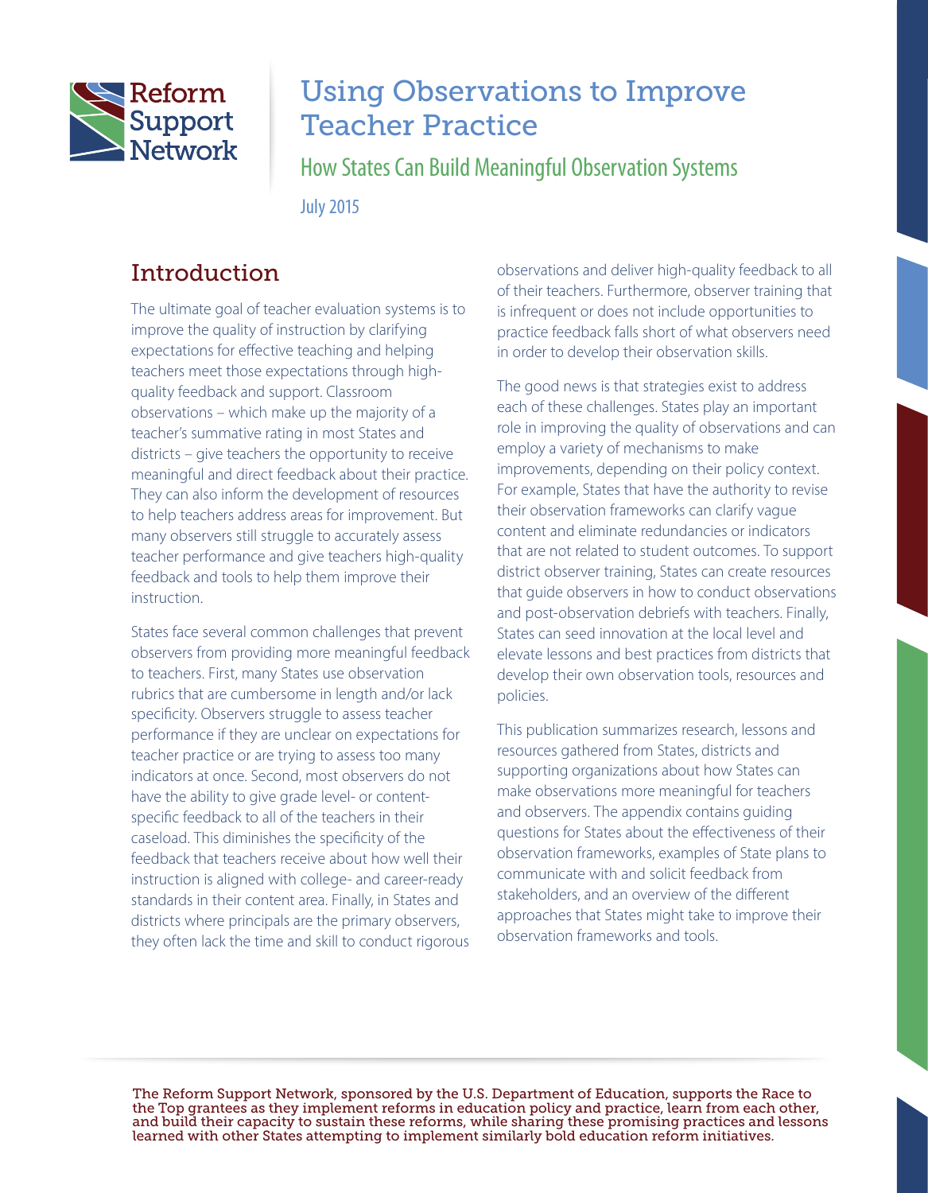Reform Support Network

# Using Observations to Improve Teacher Practice

## How States Can Build Meaningful Observation Systems

July 2015

## Introduction

The ultimate goal of teacher evaluation systems is to improve the quality of instruction by clarifying expectations for effective teaching and helping teachers meet those expectations through high-quality feedback and support. Classroom observations – which make up the majority of a teacher's summative rating in most States and districts – give teachers the opportunity to receive meaningful and direct feedback about their practice. They can also inform the development of resources to help teachers address areas for improvement. But many observers still struggle to accurately assess teacher performance and give teachers high-quality feedback and tools to help them improve their instruction.

States face several common challenges that prevent observers from providing more meaningful feedback to teachers. First, many States use observation rubrics that are cumbersome in length and/or lack specificity. Observers struggle to assess teacher performance if they are unclear on expectations for teacher practice or are trying to assess too many indicators at once. Second, most observers do not have the ability to give grade level- or content-specific feedback to all of the teachers in their caseload. This diminishes the specificity of the feedback that teachers receive about how well their instruction is aligned with college- and career-ready standards in their content area. Finally, in States and districts where principals are the primary observers, they often lack the time and skill to conduct rigorous observations and deliver high-quality feedback to all of their teachers. Furthermore, observer training that is infrequent or does not include opportunities to practice feedback falls short of what observers need in order to develop their observation skills.

The good news is that strategies exist to address each of these challenges. States play an important role in improving the quality of observations and can employ a variety of mechanisms to make improvements, depending on their policy context. For example, States that have the authority to revise their observation frameworks can clarify vague content and eliminate redundancies or indicators that are not related to student outcomes. To support district observer training, States can create resources that guide observers in how to conduct observations and post-observation debriefs with teachers. Finally, States can seed innovation at the local level and elevate lessons and best practices from districts that develop their own observation tools, resources and policies.

This publication summarizes research, lessons and resources gathered from States, districts and supporting organizations about how States can make observations more meaningful for teachers and observers. The appendix contains guiding questions for States about the effectiveness of their observation frameworks, examples of State plans to communicate with and solicit feedback from stakeholders, and an overview of the different approaches that States might take to improve their observation frameworks and tools.

The Reform Support Network, sponsored by the U.S. Department of Education, supports the Race to the Top grantees as they implement reforms in education policy and practice, learn from each other, and build their capacity to sustain these reforms, while sharing these promising practices and lessons learned with other States attempting to implement similarly bold education reform initiatives.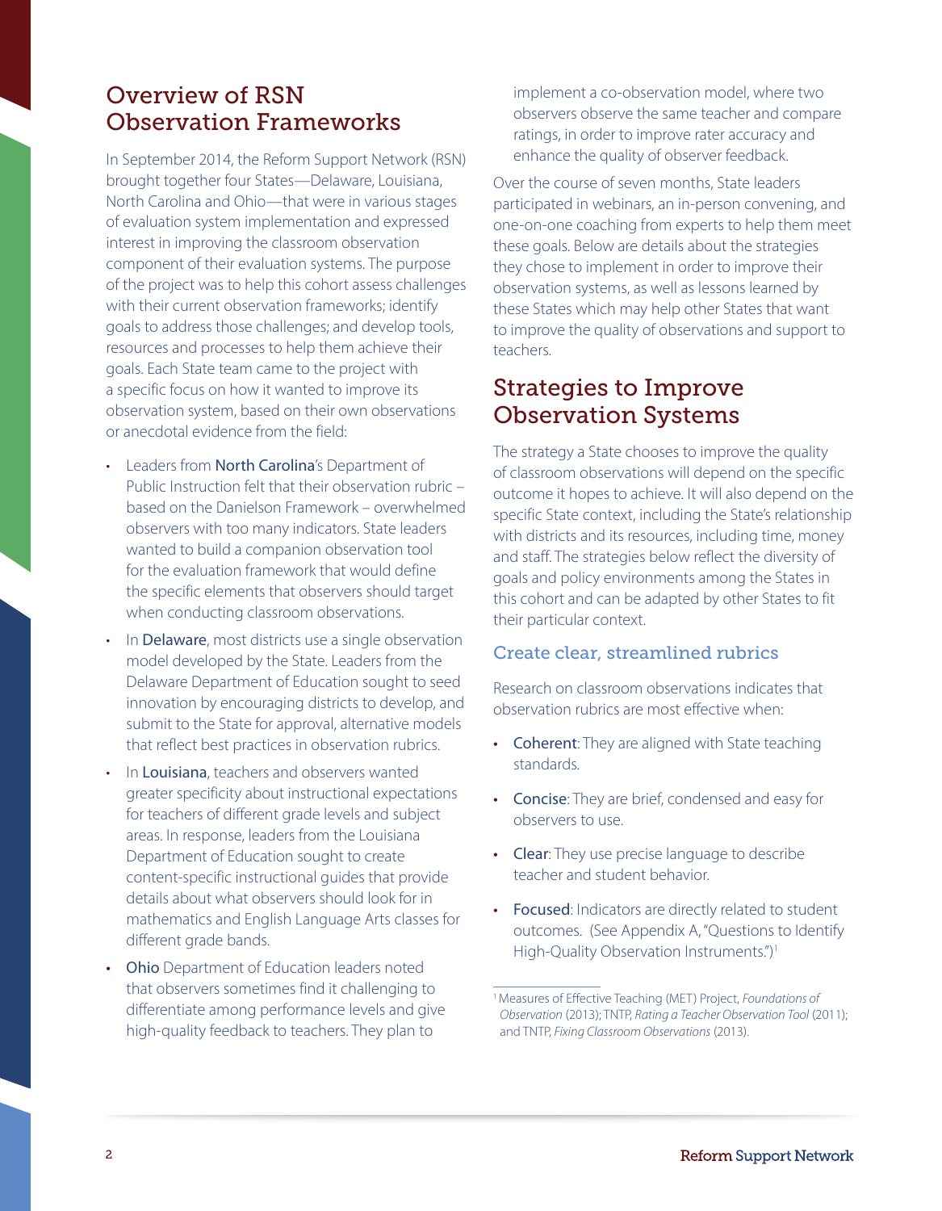## Overview of RSN Observation Frameworks

In September 2014, the Reform Support Network (RSN) brought together four States—Delaware, Louisiana, North Carolina and Ohio—that were in various stages of evaluation system implementation and expressed interest in improving the classroom observation component of their evaluation systems. The purpose of the project was to help this cohort assess challenges with their current observation frameworks; identify goals to address those challenges; and develop tools, resources and processes to help them achieve their goals. Each State team came to the project with a specific focus on how it wanted to improve its observation system, based on their own observations or anecdotal evidence from the field:

- Leaders from **North Carolina**'s Department of Public Instruction felt that their observation rubric – based on the Danielson Framework – overwhelmed observers with too many indicators. State leaders wanted to build a companion observation tool for the evaluation framework that would define the specific elements that observers should target when conducting classroom observations.
- In **Delaware**, most districts use a single observation model developed by the State. Leaders from the Delaware Department of Education sought to seed innovation by encouraging districts to develop, and submit to the State for approval, alternative models that reflect best practices in observation rubrics.
- In **Louisiana**, teachers and observers wanted greater specificity about instructional expectations for teachers of different grade levels and subject areas. In response, leaders from the Louisiana Department of Education sought to create content-specific instructional guides that provide details about what observers should look for in mathematics and English Language Arts classes for different grade bands.
- **Ohio** Department of Education leaders noted that observers sometimes find it challenging to differentiate among performance levels and give high-quality feedback to teachers. They plan to implement a co-observation model, where two observers observe the same teacher and compare ratings, in order to improve rater accuracy and enhance the quality of observer feedback.

Over the course of seven months, State leaders participated in webinars, an in-person convening, and one-on-one coaching from experts to help them meet these goals. Below are details about the strategies they chose to implement in order to improve their observation systems, as well as lessons learned by these States which may help other States that want to improve the quality of observations and support to teachers.

## Strategies to Improve Observation Systems

The strategy a State chooses to improve the quality of classroom observations will depend on the specific outcome it hopes to achieve. It will also depend on the specific State context, including the State's relationship with districts and its resources, including time, money and staff. The strategies below reflect the diversity of goals and policy environments among the States in this cohort and can be adapted by other States to fit their particular context.

### Create clear, streamlined rubrics

Research on classroom observations indicates that observation rubrics are most effective when:

- **Coherent**: They are aligned with State teaching standards.
- **Concise**: They are brief, condensed and easy for observers to use.
- **Clear**: They use precise language to describe teacher and student behavior.
- **Focused**: Indicators are directly related to student outcomes. (See Appendix A, "Questions to Identify High-Quality Observation Instruments.")[1]

[1] Measures of Effective Teaching (MET) Project, *Foundations of Observation* (2013); TNTP, *Rating a Teacher Observation Tool* (2011); and TNTP, *Fixing Classroom Observations* (2013).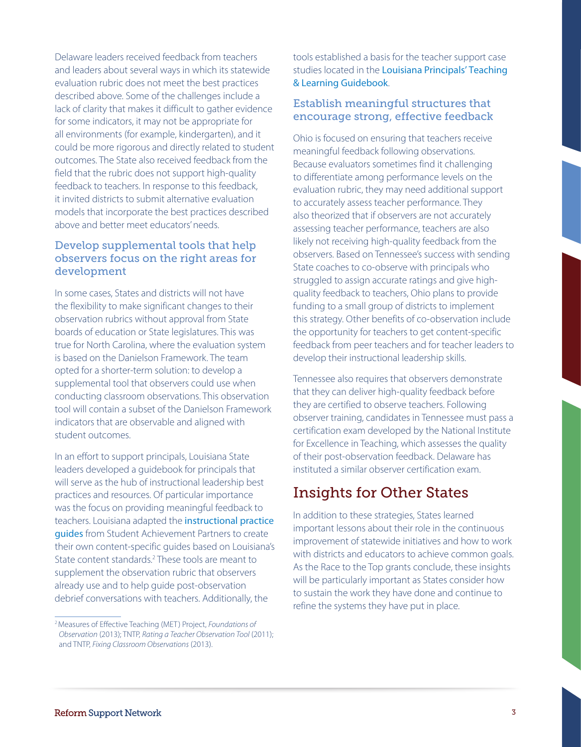Delaware leaders received feedback from teachers and leaders about several ways in which its statewide evaluation rubric does not meet the best practices described above. Some of the challenges include a lack of clarity that makes it difficult to gather evidence for some indicators, it may not be appropriate for all environments (for example, kindergarten), and it could be more rigorous and directly related to student outcomes. The State also received feedback from the field that the rubric does not support high-quality feedback to teachers. In response to this feedback, it invited districts to submit alternative evaluation models that incorporate the best practices described above and better meet educators' needs.

### Develop supplemental tools that help observers focus on the right areas for development

In some cases, States and districts will not have the flexibility to make significant changes to their observation rubrics without approval from State boards of education or State legislatures. This was true for North Carolina, where the evaluation system is based on the Danielson Framework. The team opted for a shorter-term solution: to develop a supplemental tool that observers could use when conducting classroom observations. This observation tool will contain a subset of the Danielson Framework indicators that are observable and aligned with student outcomes.

In an effort to support principals, Louisiana State leaders developed a guidebook for principals that will serve as the hub of instructional leadership best practices and resources. Of particular importance was the focus on providing meaningful feedback to teachers. Louisiana adapted the instructional practice guides from Student Achievement Partners to create their own content-specific guides based on Louisiana's State content standards.[2] These tools are meant to supplement the observation rubric that observers already use and to help guide post-observation debrief conversations with teachers. Additionally, the tools established a basis for the teacher support case studies located in the Louisiana Principals' Teaching & Learning Guidebook.

### Establish meaningful structures that encourage strong, effective feedback

Ohio is focused on ensuring that teachers receive meaningful feedback following observations. Because evaluators sometimes find it challenging to differentiate among performance levels on the evaluation rubric, they may need additional support to accurately assess teacher performance. They also theorized that if observers are not accurately assessing teacher performance, teachers are also likely not receiving high-quality feedback from the observers. Based on Tennessee's success with sending State coaches to co-observe with principals who struggled to assign accurate ratings and give high-quality feedback to teachers, Ohio plans to provide funding to a small group of districts to implement this strategy. Other benefits of co-observation include the opportunity for teachers to get content-specific feedback from peer teachers and for teacher leaders to develop their instructional leadership skills.

Tennessee also requires that observers demonstrate that they can deliver high-quality feedback before they are certified to observe teachers. Following observer training, candidates in Tennessee must pass a certification exam developed by the National Institute for Excellence in Teaching, which assesses the quality of their post-observation feedback. Delaware has instituted a similar observer certification exam.

## Insights for Other States

In addition to these strategies, States learned important lessons about their role in the continuous improvement of statewide initiatives and how to work with districts and educators to achieve common goals. As the Race to the Top grants conclude, these insights will be particularly important as States consider how to sustain the work they have done and continue to refine the systems they have put in place.

---

[2] Measures of Effective Teaching (MET) Project, *Foundations of Observation* (2013); TNTP, *Rating a Teacher Observation Tool* (2011); and TNTP, *Fixing Classroom Observations* (2013).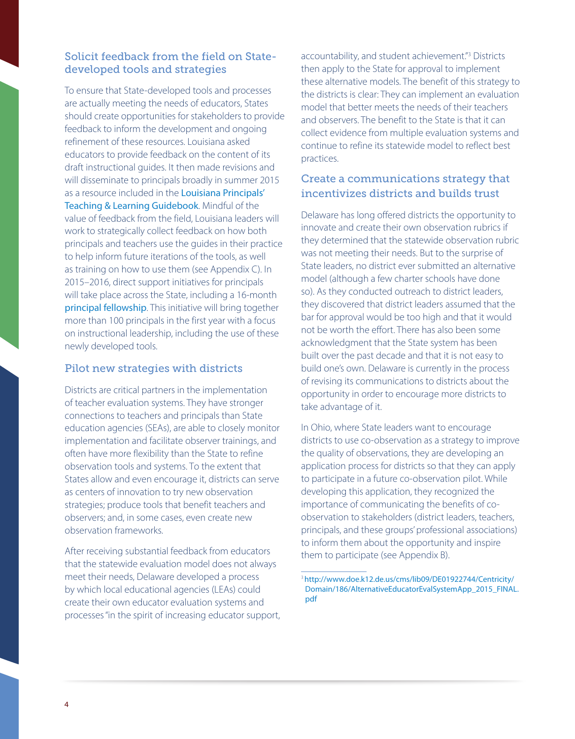### Solicit feedback from the field on State-developed tools and strategies

To ensure that State-developed tools and processes are actually meeting the needs of educators, States should create opportunities for stakeholders to provide feedback to inform the development and ongoing refinement of these resources. Louisiana asked educators to provide feedback on the content of its draft instructional guides. It then made revisions and will disseminate to principals broadly in summer 2015 as a resource included in the Louisiana Principals' Teaching & Learning Guidebook. Mindful of the value of feedback from the field, Louisiana leaders will work to strategically collect feedback on how both principals and teachers use the guides in their practice to help inform future iterations of the tools, as well as training on how to use them (see Appendix C). In 2015–2016, direct support initiatives for principals will take place across the State, including a 16-month principal fellowship. This initiative will bring together more than 100 principals in the first year with a focus on instructional leadership, including the use of these newly developed tools.

### Pilot new strategies with districts

Districts are critical partners in the implementation of teacher evaluation systems. They have stronger connections to teachers and principals than State education agencies (SEAs), are able to closely monitor implementation and facilitate observer trainings, and often have more flexibility than the State to refine observation tools and systems. To the extent that States allow and even encourage it, districts can serve as centers of innovation to try new observation strategies; produce tools that benefit teachers and observers; and, in some cases, even create new observation frameworks.

After receiving substantial feedback from educators that the statewide evaluation model does not always meet their needs, Delaware developed a process by which local educational agencies (LEAs) could create their own educator evaluation systems and processes "in the spirit of increasing educator support, accountability, and student achievement."[3] Districts then apply to the State for approval to implement these alternative models. The benefit of this strategy to the districts is clear: They can implement an evaluation model that better meets the needs of their teachers and observers. The benefit to the State is that it can collect evidence from multiple evaluation systems and continue to refine its statewide model to reflect best practices.

### Create a communications strategy that incentivizes districts and builds trust

Delaware has long offered districts the opportunity to innovate and create their own observation rubrics if they determined that the statewide observation rubric was not meeting their needs. But to the surprise of State leaders, no district ever submitted an alternative model (although a few charter schools have done so). As they conducted outreach to district leaders, they discovered that district leaders assumed that the bar for approval would be too high and that it would not be worth the effort. There has also been some acknowledgment that the State system has been built over the past decade and that it is not easy to build one's own. Delaware is currently in the process of revising its communications to districts about the opportunity in order to encourage more districts to take advantage of it.

In Ohio, where State leaders want to encourage districts to use co-observation as a strategy to improve the quality of observations, they are developing an application process for districts so that they can apply to participate in a future co-observation pilot. While developing this application, they recognized the importance of communicating the benefits of co-observation to stakeholders (district leaders, teachers, principals, and these groups' professional associations) to inform them about the opportunity and inspire them to participate (see Appendix B).

---

[3] http://www.doe.k12.de.us/cms/lib09/DE01922744/Centricity/Domain/186/AlternativeEducatorEvalSystemApp_2015_FINAL.pdf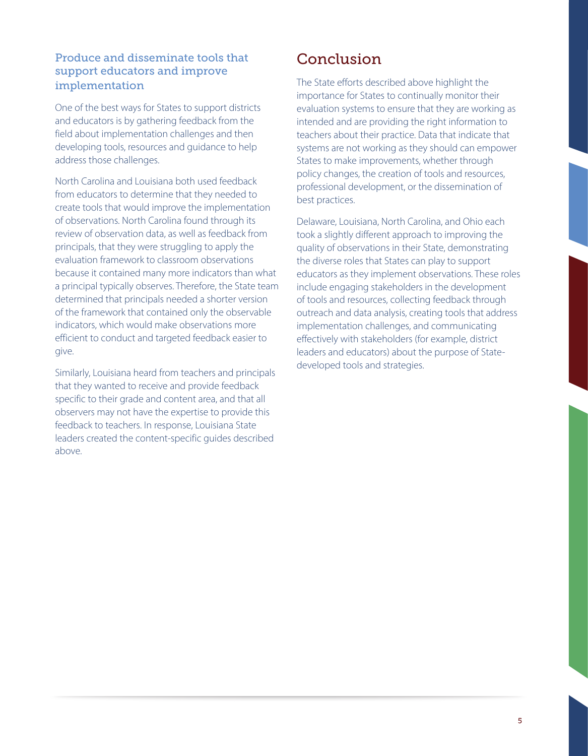### Produce and disseminate tools that support educators and improve implementation

One of the best ways for States to support districts and educators is by gathering feedback from the field about implementation challenges and then developing tools, resources and guidance to help address those challenges.

North Carolina and Louisiana both used feedback from educators to determine that they needed to create tools that would improve the implementation of observations. North Carolina found through its review of observation data, as well as feedback from principals, that they were struggling to apply the evaluation framework to classroom observations because it contained many more indicators than what a principal typically observes. Therefore, the State team determined that principals needed a shorter version of the framework that contained only the observable indicators, which would make observations more efficient to conduct and targeted feedback easier to give.

Similarly, Louisiana heard from teachers and principals that they wanted to receive and provide feedback specific to their grade and content area, and that all observers may not have the expertise to provide this feedback to teachers. In response, Louisiana State leaders created the content-specific guides described above.

## Conclusion

The State efforts described above highlight the importance for States to continually monitor their evaluation systems to ensure that they are working as intended and are providing the right information to teachers about their practice. Data that indicate that systems are not working as they should can empower States to make improvements, whether through policy changes, the creation of tools and resources, professional development, or the dissemination of best practices.

Delaware, Louisiana, North Carolina, and Ohio each took a slightly different approach to improving the quality of observations in their State, demonstrating the diverse roles that States can play to support educators as they implement observations. These roles include engaging stakeholders in the development of tools and resources, collecting feedback through outreach and data analysis, creating tools that address implementation challenges, and communicating effectively with stakeholders (for example, district leaders and educators) about the purpose of State-developed tools and strategies.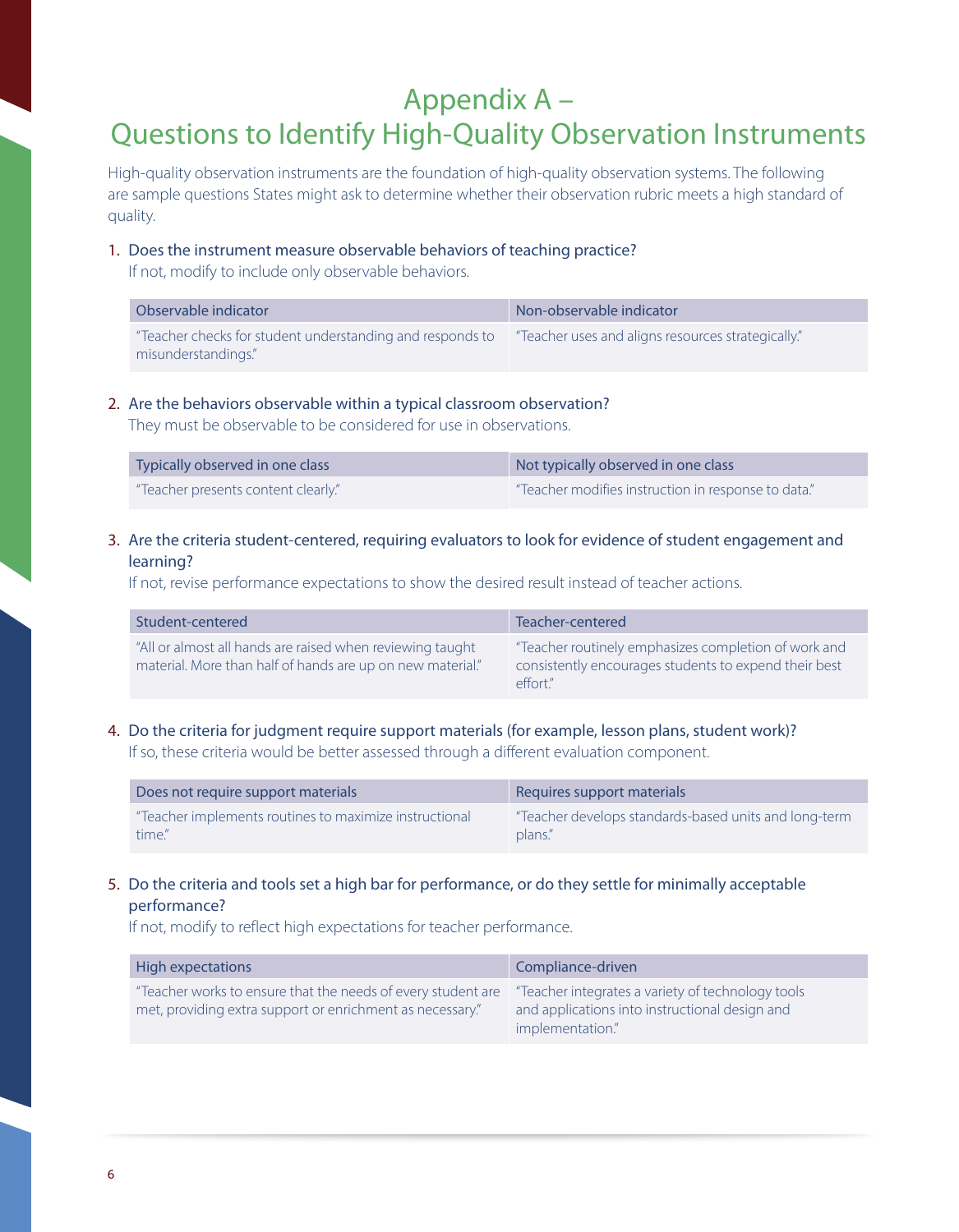# Appendix A – Questions to Identify High-Quality Observation Instruments

High-quality observation instruments are the foundation of high-quality observation systems. The following are sample questions States might ask to determine whether their observation rubric meets a high standard of quality.

1. Does the instrument measure observable behaviors of teaching practice?
   If not, modify to include only observable behaviors.

| Observable indicator | Non-observable indicator |
|---|---|
| "Teacher checks for student understanding and responds to misunderstandings." | "Teacher uses and aligns resources strategically." |

2. Are the behaviors observable within a typical classroom observation?
   They must be observable to be considered for use in observations.

| Typically observed in one class | Not typically observed in one class |
|---|---|
| "Teacher presents content clearly." | "Teacher modifies instruction in response to data." |

3. Are the criteria student-centered, requiring evaluators to look for evidence of student engagement and learning?
   If not, revise performance expectations to show the desired result instead of teacher actions.

| Student-centered | Teacher-centered |
|---|---|
| "All or almost all hands are raised when reviewing taught material. More than half of hands are up on new material." | "Teacher routinely emphasizes completion of work and consistently encourages students to expend their best effort." |

4. Do the criteria for judgment require support materials (for example, lesson plans, student work)?
   If so, these criteria would be better assessed through a different evaluation component.

| Does not require support materials | Requires support materials |
|---|---|
| "Teacher implements routines to maximize instructional time." | "Teacher develops standards-based units and long-term plans." |

5. Do the criteria and tools set a high bar for performance, or do they settle for minimally acceptable performance?
   If not, modify to reflect high expectations for teacher performance.

| High expectations | Compliance-driven |
|---|---|
| "Teacher works to ensure that the needs of every student are met, providing extra support or enrichment as necessary." | "Teacher integrates a variety of technology tools and applications into instructional design and implementation." |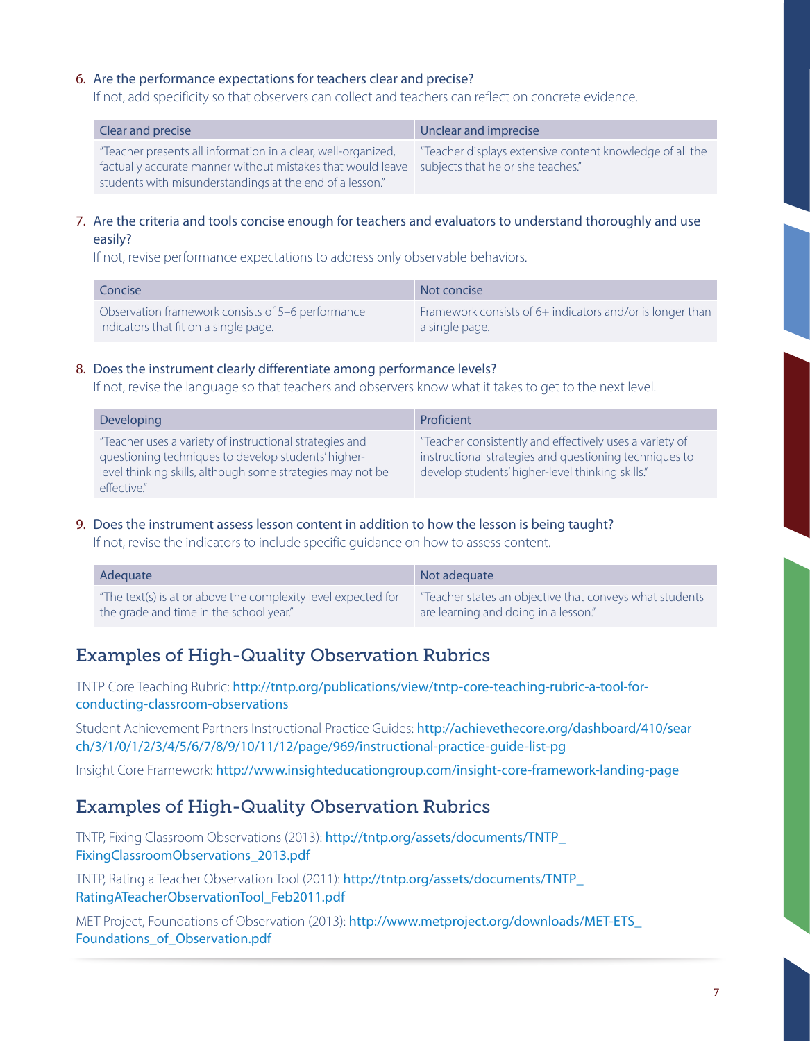6. Are the performance expectations for teachers clear and precise?
   If not, add specificity so that observers can collect and teachers can reflect on concrete evidence.

| Clear and precise | Unclear and imprecise |
| --- | --- |
| "Teacher presents all information in a clear, well-organized, factually accurate manner without mistakes that would leave students with misunderstandings at the end of a lesson." | "Teacher displays extensive content knowledge of all the subjects that he or she teaches." |

7. Are the criteria and tools concise enough for teachers and evaluators to understand thoroughly and use easily?
   If not, revise performance expectations to address only observable behaviors.

| Concise | Not concise |
| --- | --- |
| Observation framework consists of 5–6 performance indicators that fit on a single page. | Framework consists of 6+ indicators and/or is longer than a single page. |

8. Does the instrument clearly differentiate among performance levels?
   If not, revise the language so that teachers and observers know what it takes to get to the next level.

| Developing | Proficient |
| --- | --- |
| "Teacher uses a variety of instructional strategies and questioning techniques to develop students' higher-level thinking skills, although some strategies may not be effective." | "Teacher consistently and effectively uses a variety of instructional strategies and questioning techniques to develop students' higher-level thinking skills." |

9. Does the instrument assess lesson content in addition to how the lesson is being taught?
   If not, revise the indicators to include specific guidance on how to assess content.

| Adequate | Not adequate |
| --- | --- |
| "The text(s) is at or above the complexity level expected for the grade and time in the school year." | "Teacher states an objective that conveys what students are learning and doing in a lesson." |

## Examples of High-Quality Observation Rubrics

TNTP Core Teaching Rubric: http://tntp.org/publications/view/tntp-core-teaching-rubric-a-tool-for-conducting-classroom-observations

Student Achievement Partners Instructional Practice Guides: http://achievethecore.org/dashboard/410/search/3/1/0/1/2/3/4/5/6/7/8/9/10/11/12/page/969/instructional-practice-guide-list-pg

Insight Core Framework: http://www.insighteducationgroup.com/insight-core-framework-landing-page

## Examples of High-Quality Observation Rubrics

TNTP, Fixing Classroom Observations (2013): http://tntp.org/assets/documents/TNTP_FixingClassroomObservations_2013.pdf

TNTP, Rating a Teacher Observation Tool (2011): http://tntp.org/assets/documents/TNTP_RatingATeacherObservationTool_Feb2011.pdf

MET Project, Foundations of Observation (2013): http://www.metproject.org/downloads/MET-ETS_Foundations_of_Observation.pdf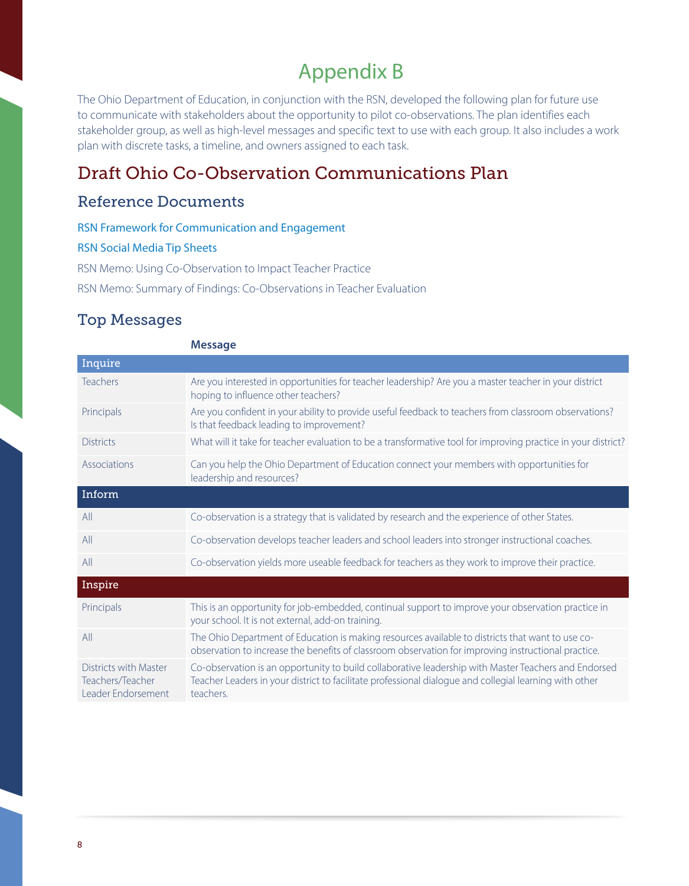# Appendix B

The Ohio Department of Education, in conjunction with the RSN, developed the following plan for future use to communicate with stakeholders about the opportunity to pilot co-observations. The plan identifies each stakeholder group, as well as high-level messages and specific text to use with each group. It also includes a work plan with discrete tasks, a timeline, and owners assigned to each task.

## Draft Ohio Co-Observation Communications Plan

### Reference Documents

RSN Framework for Communication and Engagement

RSN Social Media Tip Sheets

RSN Memo: Using Co-Observation to Impact Teacher Practice

RSN Memo: Summary of Findings: Co-Observations in Teacher Evaluation

### Top Messages

| | Message |
|---|---|
| **Inquire** | |
| Teachers | Are you interested in opportunities for teacher leadership? Are you a master teacher in your district hoping to influence other teachers? |
| Principals | Are you confident in your ability to provide useful feedback to teachers from classroom observations? Is that feedback leading to improvement? |
| Districts | What will it take for teacher evaluation to be a transformative tool for improving practice in your district? |
| Associations | Can you help the Ohio Department of Education connect your members with opportunities for leadership and resources? |
| **Inform** | |
| All | Co-observation is a strategy that is validated by research and the experience of other States. |
| All | Co-observation develops teacher leaders and school leaders into stronger instructional coaches. |
| All | Co-observation yields more useable feedback for teachers as they work to improve their practice. |
| **Inspire** | |
| Principals | This is an opportunity for job-embedded, continual support to improve your observation practice in your school. It is not external, add-on training. |
| All | The Ohio Department of Education is making resources available to districts that want to use co-observation to increase the benefits of classroom observation for improving instructional practice. |
| Districts with Master Teachers/Teacher Leader Endorsement | Co-observation is an opportunity to build collaborative leadership with Master Teachers and Endorsed Teacher Leaders in your district to facilitate professional dialogue and collegial learning with other teachers. |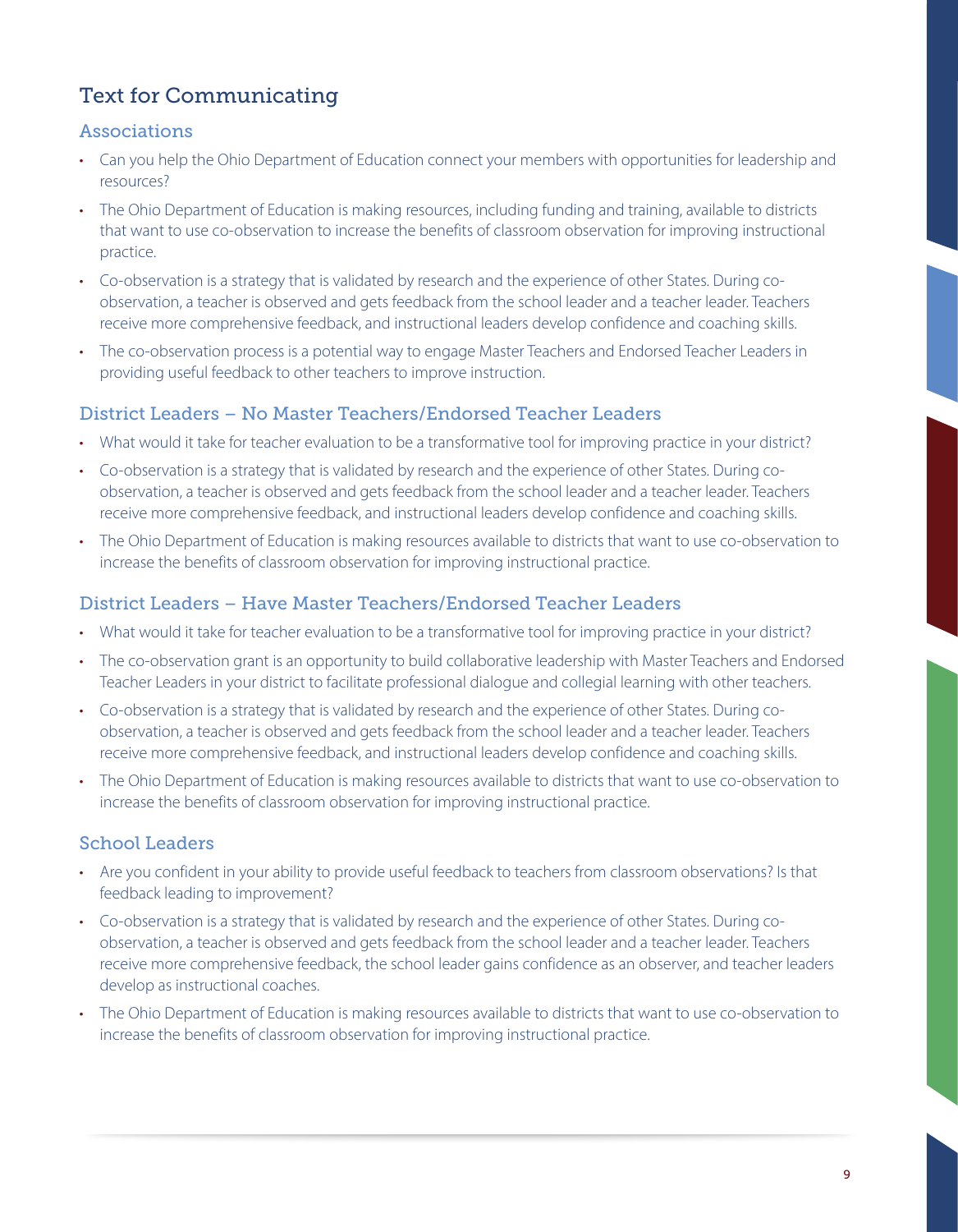## Text for Communicating

### Associations

- Can you help the Ohio Department of Education connect your members with opportunities for leadership and resources?
- The Ohio Department of Education is making resources, including funding and training, available to districts that want to use co-observation to increase the benefits of classroom observation for improving instructional practice.
- Co-observation is a strategy that is validated by research and the experience of other States. During co-observation, a teacher is observed and gets feedback from the school leader and a teacher leader. Teachers receive more comprehensive feedback, and instructional leaders develop confidence and coaching skills.
- The co-observation process is a potential way to engage Master Teachers and Endorsed Teacher Leaders in providing useful feedback to other teachers to improve instruction.

### District Leaders – No Master Teachers/Endorsed Teacher Leaders

- What would it take for teacher evaluation to be a transformative tool for improving practice in your district?
- Co-observation is a strategy that is validated by research and the experience of other States. During co-observation, a teacher is observed and gets feedback from the school leader and a teacher leader. Teachers receive more comprehensive feedback, and instructional leaders develop confidence and coaching skills.
- The Ohio Department of Education is making resources available to districts that want to use co-observation to increase the benefits of classroom observation for improving instructional practice.

### District Leaders – Have Master Teachers/Endorsed Teacher Leaders

- What would it take for teacher evaluation to be a transformative tool for improving practice in your district?
- The co-observation grant is an opportunity to build collaborative leadership with Master Teachers and Endorsed Teacher Leaders in your district to facilitate professional dialogue and collegial learning with other teachers.
- Co-observation is a strategy that is validated by research and the experience of other States. During co-observation, a teacher is observed and gets feedback from the school leader and a teacher leader. Teachers receive more comprehensive feedback, and instructional leaders develop confidence and coaching skills.
- The Ohio Department of Education is making resources available to districts that want to use co-observation to increase the benefits of classroom observation for improving instructional practice.

### School Leaders

- Are you confident in your ability to provide useful feedback to teachers from classroom observations? Is that feedback leading to improvement?
- Co-observation is a strategy that is validated by research and the experience of other States. During co-observation, a teacher is observed and gets feedback from the school leader and a teacher leader. Teachers receive more comprehensive feedback, the school leader gains confidence as an observer, and teacher leaders develop as instructional coaches.
- The Ohio Department of Education is making resources available to districts that want to use co-observation to increase the benefits of classroom observation for improving instructional practice.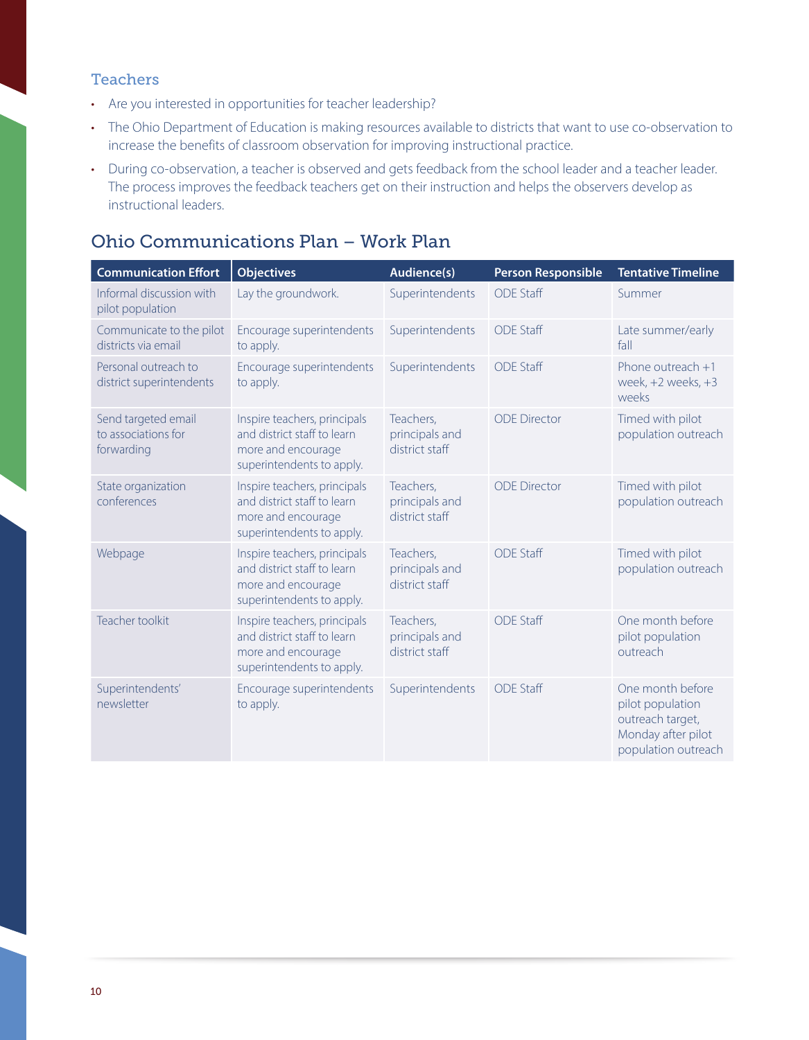### Teachers

- Are you interested in opportunities for teacher leadership?
- The Ohio Department of Education is making resources available to districts that want to use co-observation to increase the benefits of classroom observation for improving instructional practice.
- During co-observation, a teacher is observed and gets feedback from the school leader and a teacher leader. The process improves the feedback teachers get on their instruction and helps the observers develop as instructional leaders.

## Ohio Communications Plan – Work Plan

| Communication Effort | Objectives | Audience(s) | Person Responsible | Tentative Timeline |
|---|---|---|---|---|
| Informal discussion with pilot population | Lay the groundwork. | Superintendents | ODE Staff | Summer |
| Communicate to the pilot districts via email | Encourage superintendents to apply. | Superintendents | ODE Staff | Late summer/early fall |
| Personal outreach to district superintendents | Encourage superintendents to apply. | Superintendents | ODE Staff | Phone outreach +1 week, +2 weeks, +3 weeks |
| Send targeted email to associations for forwarding | Inspire teachers, principals and district staff to learn more and encourage superintendents to apply. | Teachers, principals and district staff | ODE Director | Timed with pilot population outreach |
| State organization conferences | Inspire teachers, principals and district staff to learn more and encourage superintendents to apply. | Teachers, principals and district staff | ODE Director | Timed with pilot population outreach |
| Webpage | Inspire teachers, principals and district staff to learn more and encourage superintendents to apply. | Teachers, principals and district staff | ODE Staff | Timed with pilot population outreach |
| Teacher toolkit | Inspire teachers, principals and district staff to learn more and encourage superintendents to apply. | Teachers, principals and district staff | ODE Staff | One month before pilot population outreach |
| Superintendents' newsletter | Encourage superintendents to apply. | Superintendents | ODE Staff | One month before pilot population outreach target, Monday after pilot population outreach |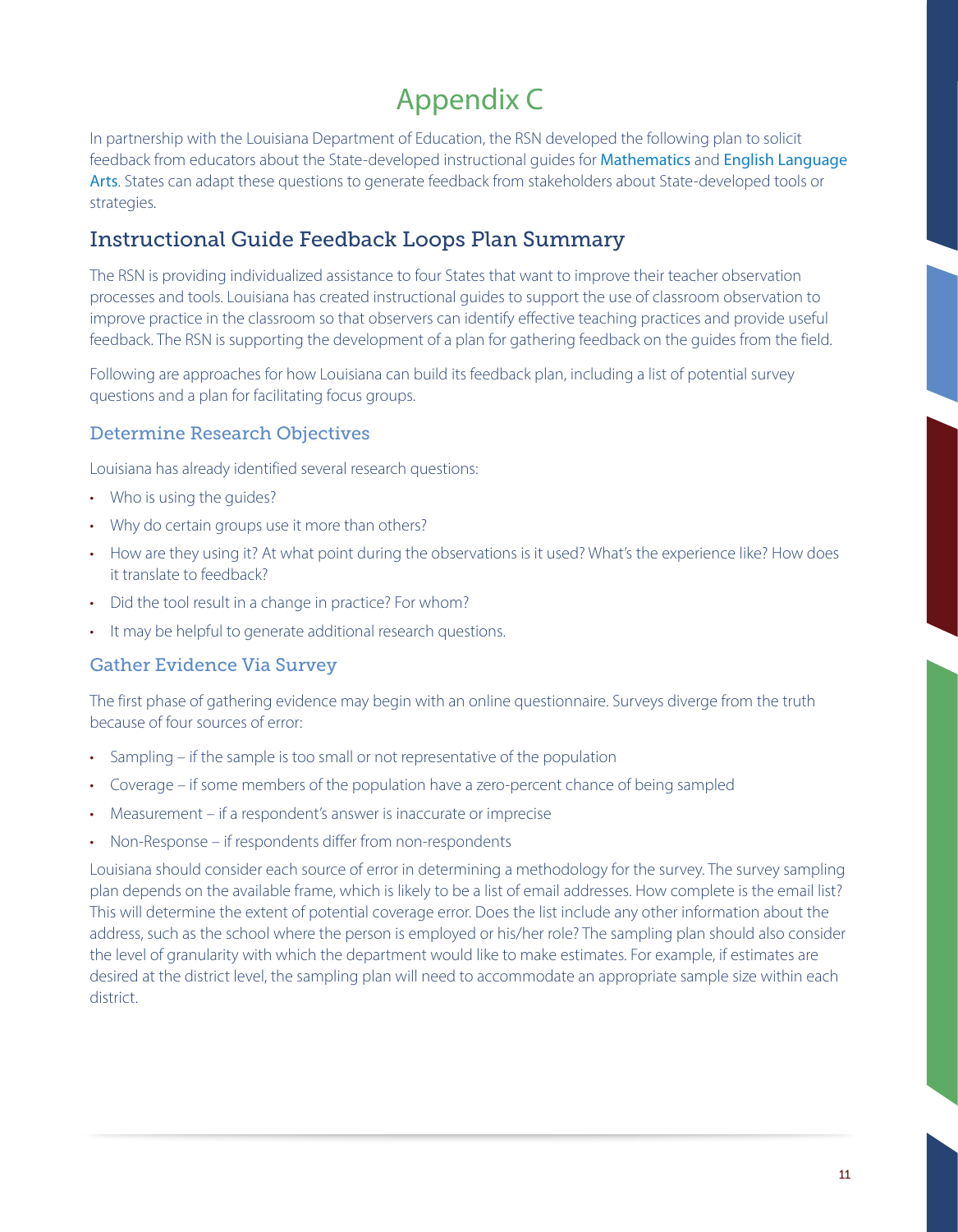# Appendix C

In partnership with the Louisiana Department of Education, the RSN developed the following plan to solicit feedback from educators about the State-developed instructional guides for Mathematics and English Language Arts. States can adapt these questions to generate feedback from stakeholders about State-developed tools or strategies.

## Instructional Guide Feedback Loops Plan Summary

The RSN is providing individualized assistance to four States that want to improve their teacher observation processes and tools. Louisiana has created instructional guides to support the use of classroom observation to improve practice in the classroom so that observers can identify effective teaching practices and provide useful feedback. The RSN is supporting the development of a plan for gathering feedback on the guides from the field.

Following are approaches for how Louisiana can build its feedback plan, including a list of potential survey questions and a plan for facilitating focus groups.

### Determine Research Objectives

Louisiana has already identified several research questions:

- Who is using the guides?
- Why do certain groups use it more than others?
- How are they using it? At what point during the observations is it used? What's the experience like? How does it translate to feedback?
- Did the tool result in a change in practice? For whom?
- It may be helpful to generate additional research questions.

### Gather Evidence Via Survey

The first phase of gathering evidence may begin with an online questionnaire. Surveys diverge from the truth because of four sources of error:

- Sampling – if the sample is too small or not representative of the population
- Coverage – if some members of the population have a zero-percent chance of being sampled
- Measurement – if a respondent's answer is inaccurate or imprecise
- Non-Response – if respondents differ from non-respondents

Louisiana should consider each source of error in determining a methodology for the survey. The survey sampling plan depends on the available frame, which is likely to be a list of email addresses. How complete is the email list? This will determine the extent of potential coverage error. Does the list include any other information about the address, such as the school where the person is employed or his/her role? The sampling plan should also consider the level of granularity with which the department would like to make estimates. For example, if estimates are desired at the district level, the sampling plan will need to accommodate an appropriate sample size within each district.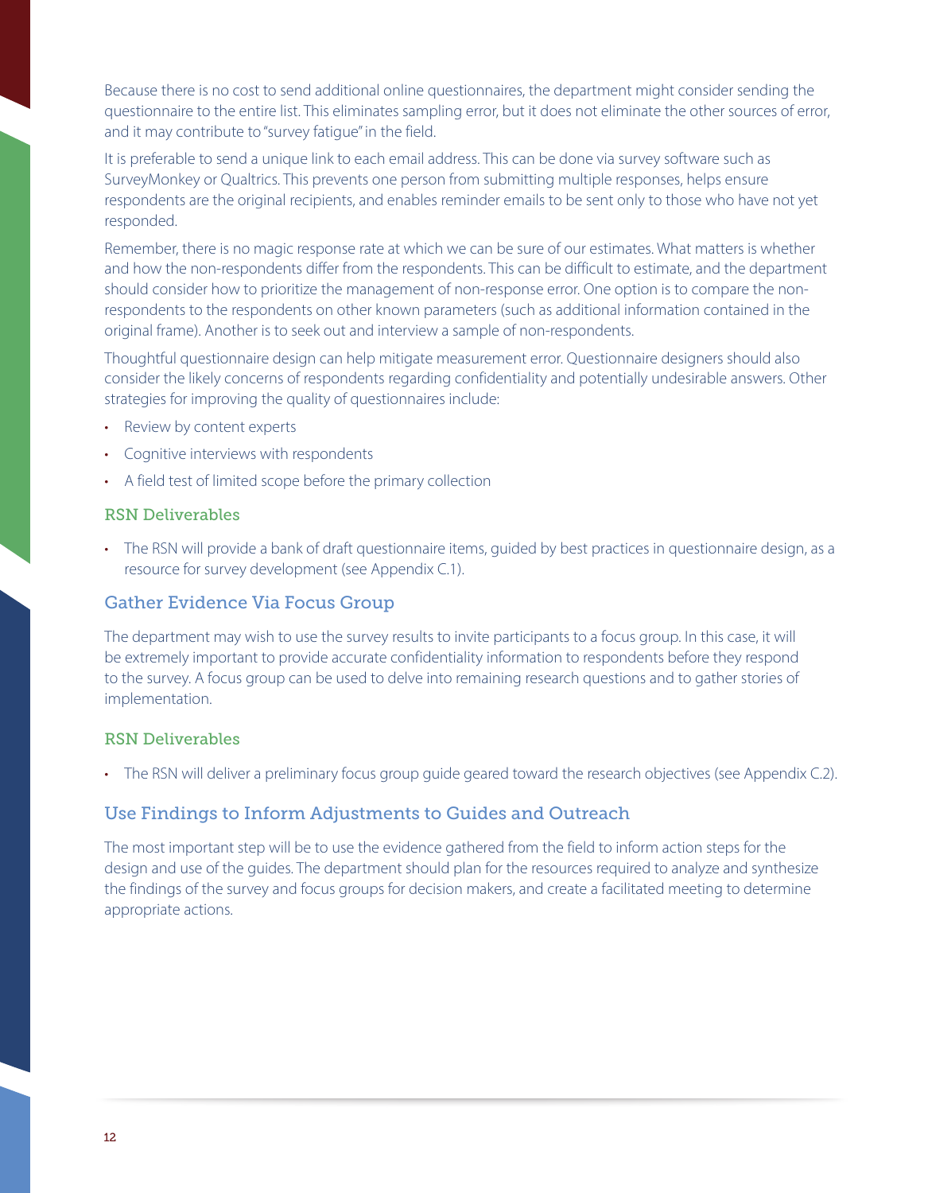Because there is no cost to send additional online questionnaires, the department might consider sending the questionnaire to the entire list. This eliminates sampling error, but it does not eliminate the other sources of error, and it may contribute to "survey fatigue" in the field.

It is preferable to send a unique link to each email address. This can be done via survey software such as SurveyMonkey or Qualtrics. This prevents one person from submitting multiple responses, helps ensure respondents are the original recipients, and enables reminder emails to be sent only to those who have not yet responded.

Remember, there is no magic response rate at which we can be sure of our estimates. What matters is whether and how the non-respondents differ from the respondents. This can be difficult to estimate, and the department should consider how to prioritize the management of non-response error. One option is to compare the non-respondents to the respondents on other known parameters (such as additional information contained in the original frame). Another is to seek out and interview a sample of non-respondents.

Thoughtful questionnaire design can help mitigate measurement error. Questionnaire designers should also consider the likely concerns of respondents regarding confidentiality and potentially undesirable answers. Other strategies for improving the quality of questionnaires include:

- Review by content experts
- Cognitive interviews with respondents
- A field test of limited scope before the primary collection

### RSN Deliverables

- The RSN will provide a bank of draft questionnaire items, guided by best practices in questionnaire design, as a resource for survey development (see Appendix C.1).

## Gather Evidence Via Focus Group

The department may wish to use the survey results to invite participants to a focus group. In this case, it will be extremely important to provide accurate confidentiality information to respondents before they respond to the survey. A focus group can be used to delve into remaining research questions and to gather stories of implementation.

### RSN Deliverables

- The RSN will deliver a preliminary focus group guide geared toward the research objectives (see Appendix C.2).

## Use Findings to Inform Adjustments to Guides and Outreach

The most important step will be to use the evidence gathered from the field to inform action steps for the design and use of the guides. The department should plan for the resources required to analyze and synthesize the findings of the survey and focus groups for decision makers, and create a facilitated meeting to determine appropriate actions.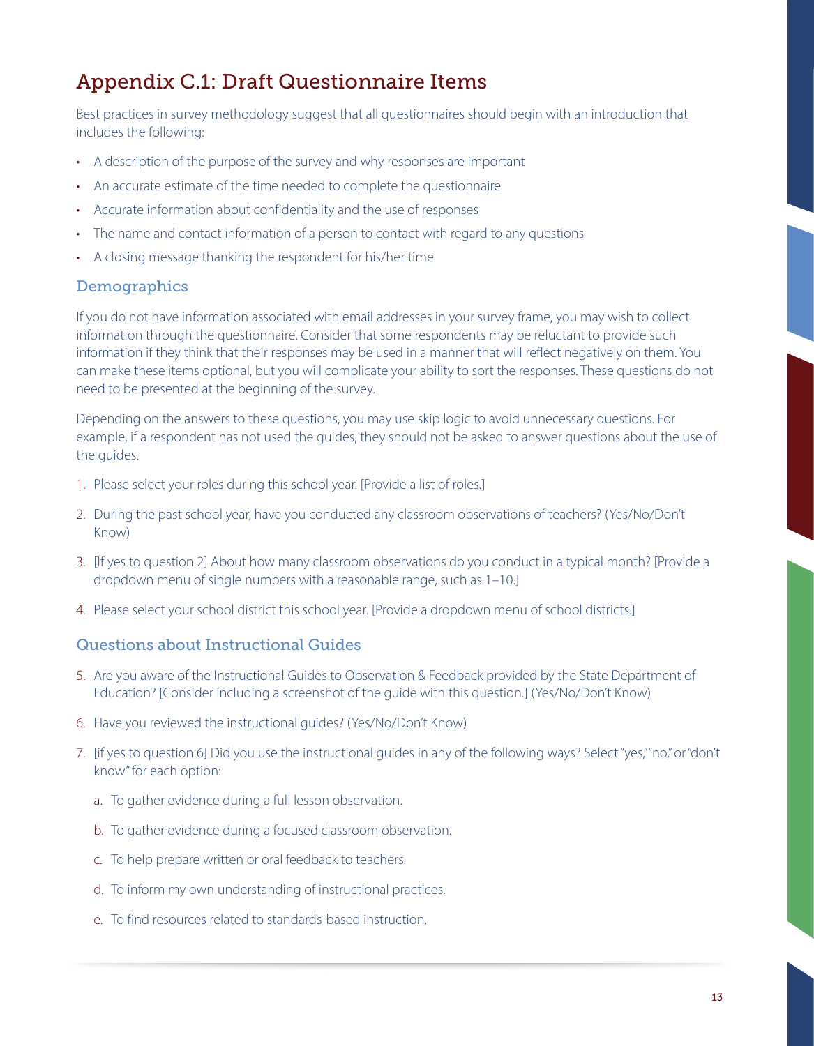# Appendix C.1: Draft Questionnaire Items

Best practices in survey methodology suggest that all questionnaires should begin with an introduction that includes the following:

- A description of the purpose of the survey and why responses are important
- An accurate estimate of the time needed to complete the questionnaire
- Accurate information about confidentiality and the use of responses
- The name and contact information of a person to contact with regard to any questions
- A closing message thanking the respondent for his/her time

## Demographics

If you do not have information associated with email addresses in your survey frame, you may wish to collect information through the questionnaire. Consider that some respondents may be reluctant to provide such information if they think that their responses may be used in a manner that will reflect negatively on them. You can make these items optional, but you will complicate your ability to sort the responses. These questions do not need to be presented at the beginning of the survey.

Depending on the answers to these questions, you may use skip logic to avoid unnecessary questions. For example, if a respondent has not used the guides, they should not be asked to answer questions about the use of the guides.

1. Please select your roles during this school year. [Provide a list of roles.]
2. During the past school year, have you conducted any classroom observations of teachers? (Yes/No/Don't Know)
3. [If yes to question 2] About how many classroom observations do you conduct in a typical month? [Provide a dropdown menu of single numbers with a reasonable range, such as 1–10.]
4. Please select your school district this school year. [Provide a dropdown menu of school districts.]

## Questions about Instructional Guides

5. Are you aware of the Instructional Guides to Observation & Feedback provided by the State Department of Education? [Consider including a screenshot of the guide with this question.] (Yes/No/Don't Know)
6. Have you reviewed the instructional guides? (Yes/No/Don't Know)
7. [if yes to question 6] Did you use the instructional guides in any of the following ways? Select "yes," "no," or "don't know" for each option:
   a. To gather evidence during a full lesson observation.
   b. To gather evidence during a focused classroom observation.
   c. To help prepare written or oral feedback to teachers.
   d. To inform my own understanding of instructional practices.
   e. To find resources related to standards-based instruction.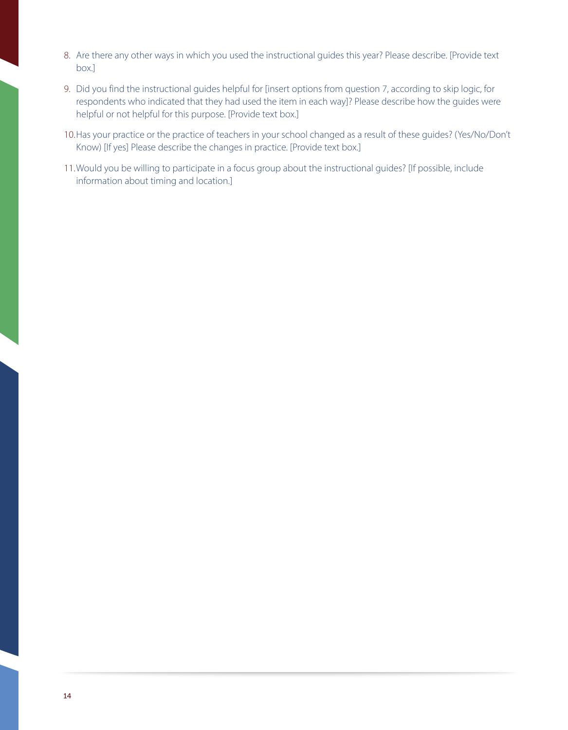8. Are there any other ways in which you used the instructional guides this year? Please describe. [Provide text box.]
9. Did you find the instructional guides helpful for [insert options from question 7, according to skip logic, for respondents who indicated that they had used the item in each way]? Please describe how the guides were helpful or not helpful for this purpose. [Provide text box.]
10. Has your practice or the practice of teachers in your school changed as a result of these guides? (Yes/No/Don't Know) [If yes] Please describe the changes in practice. [Provide text box.]
11. Would you be willing to participate in a focus group about the instructional guides? [If possible, include information about timing and location.]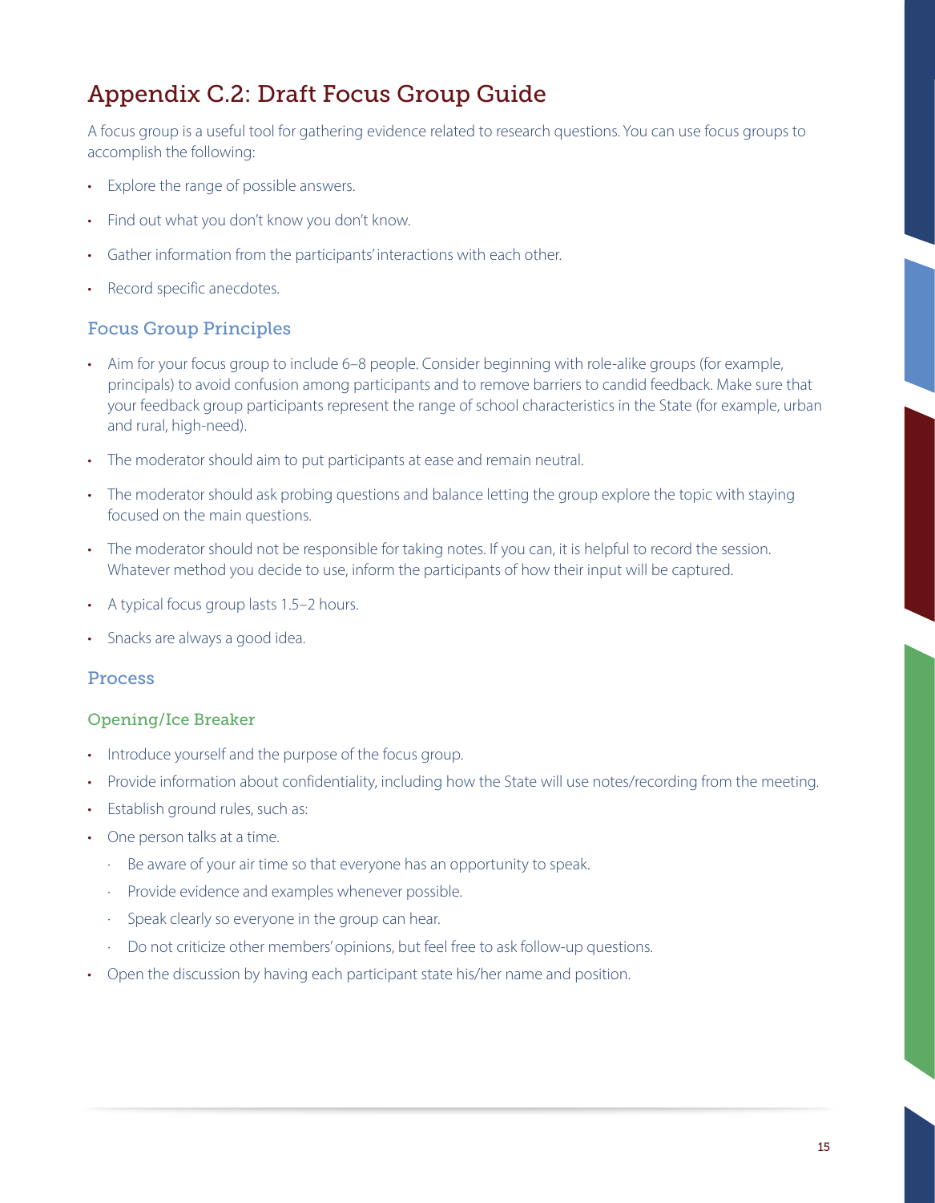# Appendix C.2: Draft Focus Group Guide

A focus group is a useful tool for gathering evidence related to research questions. You can use focus groups to accomplish the following:

- Explore the range of possible answers.
- Find out what you don't know you don't know.
- Gather information from the participants' interactions with each other.
- Record specific anecdotes.

## Focus Group Principles

- Aim for your focus group to include 6–8 people. Consider beginning with role-alike groups (for example, principals) to avoid confusion among participants and to remove barriers to candid feedback. Make sure that your feedback group participants represent the range of school characteristics in the State (for example, urban and rural, high-need).
- The moderator should aim to put participants at ease and remain neutral.
- The moderator should ask probing questions and balance letting the group explore the topic with staying focused on the main questions.
- The moderator should not be responsible for taking notes. If you can, it is helpful to record the session. Whatever method you decide to use, inform the participants of how their input will be captured.
- A typical focus group lasts 1.5–2 hours.
- Snacks are always a good idea.

## Process

### Opening/Ice Breaker

- Introduce yourself and the purpose of the focus group.
- Provide information about confidentiality, including how the State will use notes/recording from the meeting.
- Establish ground rules, such as:
- One person talks at a time.
  - Be aware of your air time so that everyone has an opportunity to speak.
  - Provide evidence and examples whenever possible.
  - Speak clearly so everyone in the group can hear.
  - Do not criticize other members' opinions, but feel free to ask follow-up questions.
- Open the discussion by having each participant state his/her name and position.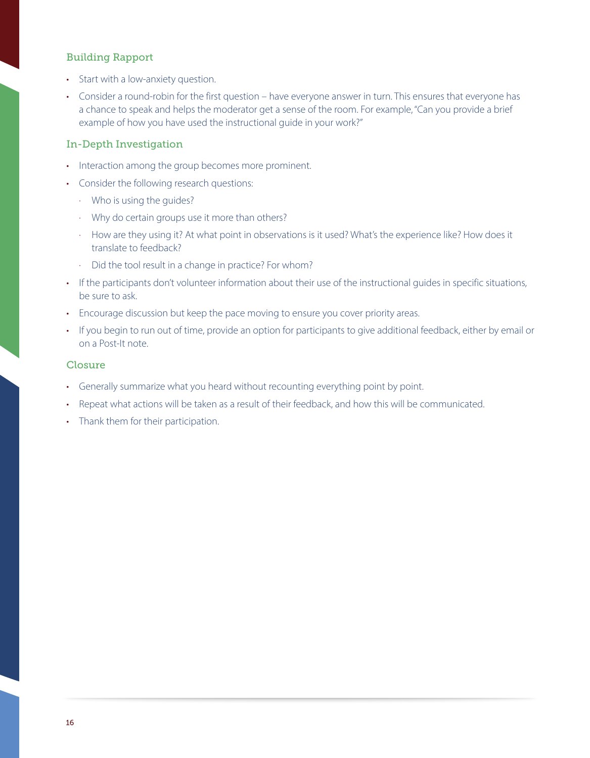### Building Rapport

- Start with a low-anxiety question.
- Consider a round-robin for the first question – have everyone answer in turn. This ensures that everyone has a chance to speak and helps the moderator get a sense of the room. For example, "Can you provide a brief example of how you have used the instructional guide in your work?"

### In-Depth Investigation

- Interaction among the group becomes more prominent.
- Consider the following research questions:
  - Who is using the guides?
  - Why do certain groups use it more than others?
  - How are they using it? At what point in observations is it used? What's the experience like? How does it translate to feedback?
  - Did the tool result in a change in practice? For whom?
- If the participants don't volunteer information about their use of the instructional guides in specific situations, be sure to ask.
- Encourage discussion but keep the pace moving to ensure you cover priority areas.
- If you begin to run out of time, provide an option for participants to give additional feedback, either by email or on a Post-It note.

### Closure

- Generally summarize what you heard without recounting everything point by point.
- Repeat what actions will be taken as a result of their feedback, and how this will be communicated.
- Thank them for their participation.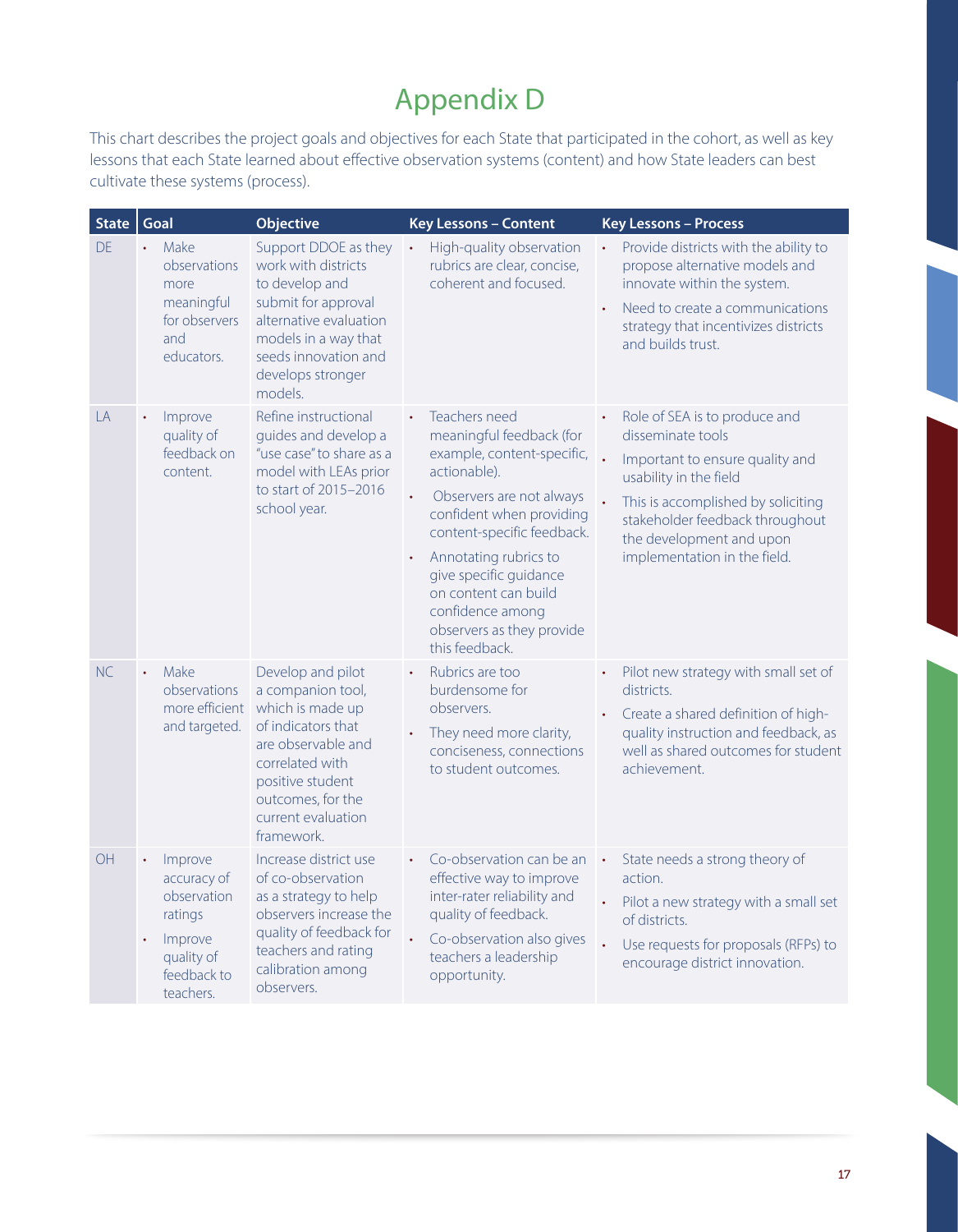# Appendix D

This chart describes the project goals and objectives for each State that participated in the cohort, as well as key lessons that each State learned about effective observation systems (content) and how State leaders can best cultivate these systems (process).

| State | Goal | Objective | Key Lessons – Content | Key Lessons – Process |
|---|---|---|---|---|
| DE | • Make observations more meaningful for observers and educators. | Support DDOE as they work with districts to develop and submit for approval alternative evaluation models in a way that seeds innovation and develops stronger models. | • High-quality observation rubrics are clear, concise, coherent and focused. | • Provide districts with the ability to propose alternative models and innovate within the system.<br>• Need to create a communications strategy that incentivizes districts and builds trust. |
| LA | • Improve quality of feedback on content. | Refine instructional guides and develop a "use case" to share as a model with LEAs prior to start of 2015–2016 school year. | • Teachers need meaningful feedback (for example, content-specific, actionable).<br>• Observers are not always confident when providing content-specific feedback.<br>• Annotating rubrics to give specific guidance on content can build confidence among observers as they provide this feedback. | • Role of SEA is to produce and disseminate tools<br>• Important to ensure quality and usability in the field<br>• This is accomplished by soliciting stakeholder feedback throughout the development and upon implementation in the field. |
| NC | • Make observations more efficient and targeted. | Develop and pilot a companion tool, which is made up of indicators that are observable and correlated with positive student outcomes, for the current evaluation framework. | • Rubrics are too burdensome for observers.<br>• They need more clarity, conciseness, connections to student outcomes. | • Pilot new strategy with small set of districts.<br>• Create a shared definition of high-quality instruction and feedback, as well as shared outcomes for student achievement. |
| OH | • Improve accuracy of observation ratings<br>• Improve quality of feedback to teachers. | Increase district use of co-observation as a strategy to help observers increase the quality of feedback for teachers and rating calibration among observers. | • Co-observation can be an effective way to improve inter-rater reliability and quality of feedback.<br>• Co-observation also gives teachers a leadership opportunity. | • State needs a strong theory of action.<br>• Pilot a new strategy with a small set of districts.<br>• Use requests for proposals (RFPs) to encourage district innovation. |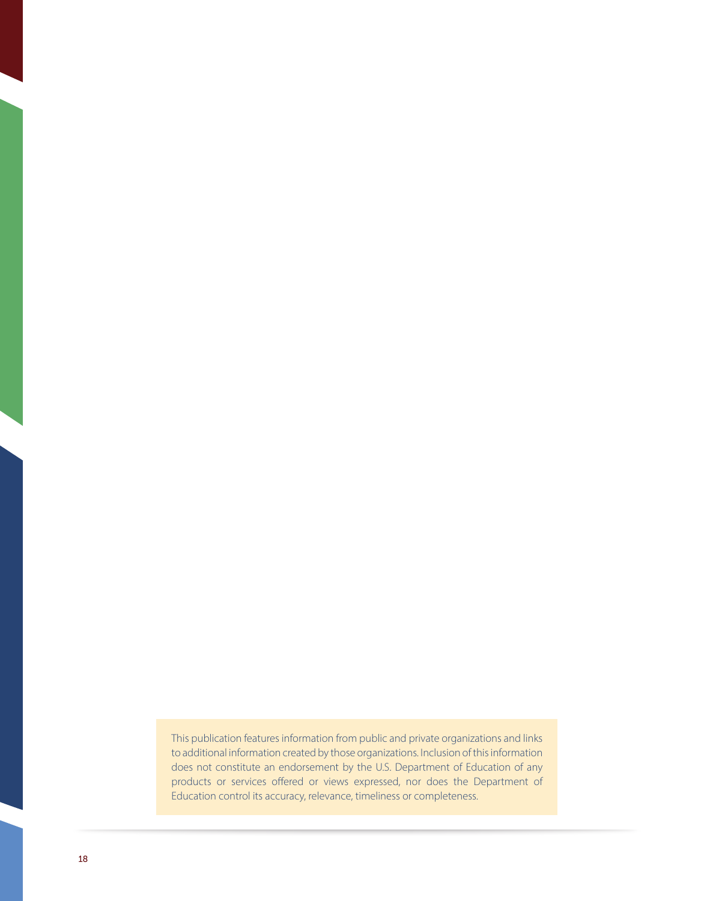This publication features information from public and private organizations and links to additional information created by those organizations. Inclusion of this information does not constitute an endorsement by the U.S. Department of Education of any products or services offered or views expressed, nor does the Department of Education control its accuracy, relevance, timeliness or completeness.